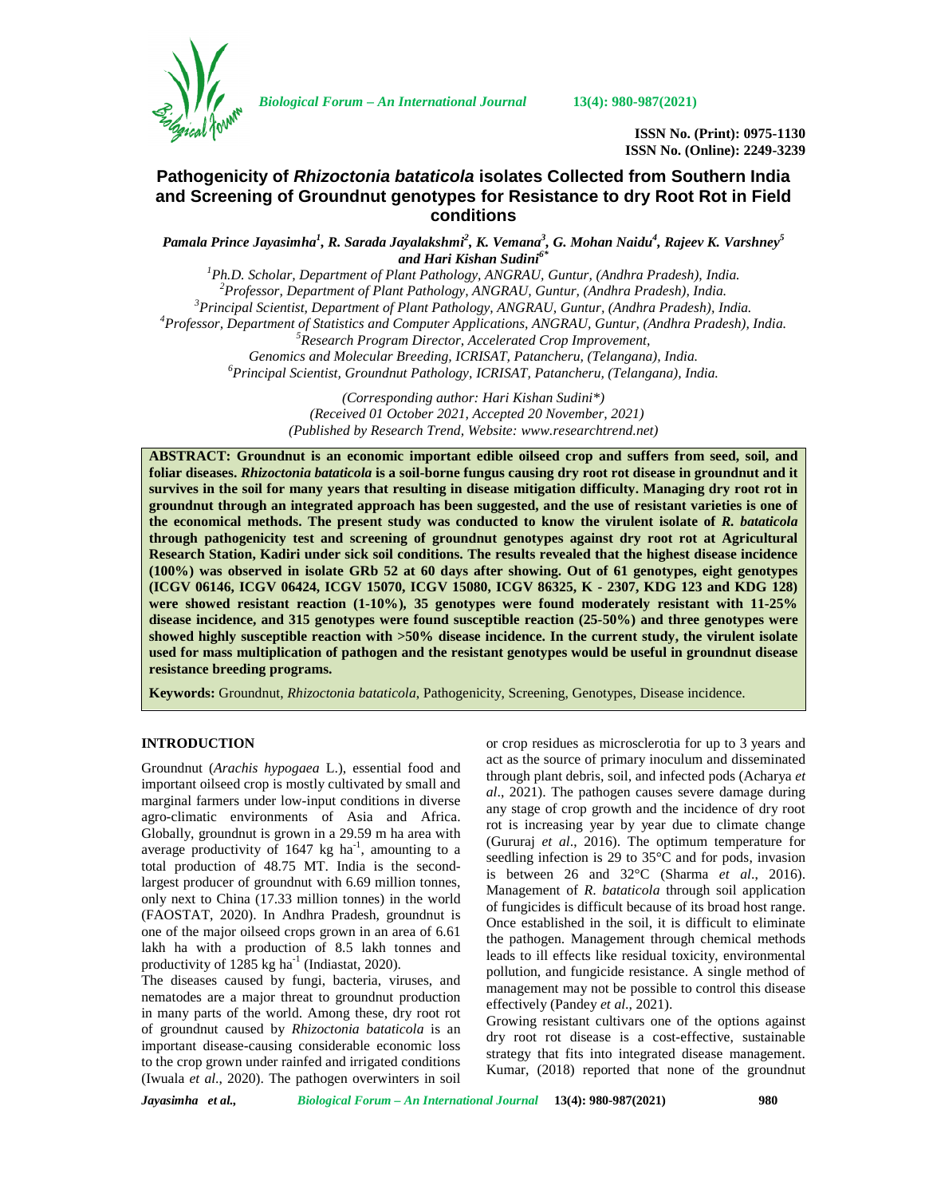ISSN No. (Print): 0975-1130
ISSN No. (Online): 2249-3239

# Pathogenicity of *Rhizoctonia bataticola* isolates Collected from Southern India and Screening of Groundnut genotypes for Resistance to dry Root Rot in Field conditions

***Pamala Prince Jayasimha[1], R. Sarada Jayalakshmi[2], K. Vemana[3], G. Mohan Naidu[4], Rajeev K. Varshney[5] and Hari Kishan Sudini[6*]***

*[1]Ph.D. Scholar, Department of Plant Pathology, ANGRAU, Guntur, (Andhra Pradesh), India.*
*[2]Professor, Department of Plant Pathology, ANGRAU, Guntur, (Andhra Pradesh), India.*
*[3]Principal Scientist, Department of Plant Pathology, ANGRAU, Guntur, (Andhra Pradesh), India.*
*[4]Professor, Department of Statistics and Computer Applications, ANGRAU, Guntur, (Andhra Pradesh), India.*
*[5]Research Program Director, Accelerated Crop Improvement, Genomics and Molecular Breeding, ICRISAT, Patancheru, (Telangana), India.*
*[6]Principal Scientist, Groundnut Pathology, ICRISAT, Patancheru, (Telangana), India.*

*(Corresponding author: Hari Kishan Sudini\*)*
*(Received 01 October 2021, Accepted 20 November, 2021)*
*(Published by Research Trend, Website: www.researchtrend.net)*

**ABSTRACT: Groundnut is an economic important edible oilseed crop and suffers from seed, soil, and foliar diseases. *Rhizoctonia bataticola* is a soil-borne fungus causing dry root rot disease in groundnut and it survives in the soil for many years that resulting in disease mitigation difficulty. Managing dry root rot in groundnut through an integrated approach has been suggested, and the use of resistant varieties is one of the economical methods. The present study was conducted to know the virulent isolate of *R. bataticola* through pathogenicity test and screening of groundnut genotypes against dry root rot at Agricultural Research Station, Kadiri under sick soil conditions. The results revealed that the highest disease incidence (100%) was observed in isolate GRb 52 at 60 days after showing. Out of 61 genotypes, eight genotypes (ICGV 06146, ICGV 06424, ICGV 15070, ICGV 15080, ICGV 86325, K - 2307, KDG 123 and KDG 128) were showed resistant reaction (1-10%), 35 genotypes were found moderately resistant with 11-25% disease incidence, and 315 genotypes were found susceptible reaction (25-50%) and three genotypes were showed highly susceptible reaction with >50% disease incidence. In the current study, the virulent isolate used for mass multiplication of pathogen and the resistant genotypes would be useful in groundnut disease resistance breeding programs.**

**Keywords:** Groundnut, *Rhizoctonia bataticola,* Pathogenicity, Screening, Genotypes, Disease incidence.

## INTRODUCTION

Groundnut (*Arachis hypogaea* L.), essential food and important oilseed crop is mostly cultivated by small and marginal farmers under low-input conditions in diverse agro-climatic environments of Asia and Africa. Globally, groundnut is grown in a 29.59 m ha area with average productivity of 1647 kg ha$^{-1}$, amounting to a total production of 48.75 MT. India is the second-largest producer of groundnut with 6.69 million tonnes, only next to China (17.33 million tonnes) in the world (FAOSTAT, 2020). In Andhra Pradesh, groundnut is one of the major oilseed crops grown in an area of 6.61 lakh ha with a production of 8.5 lakh tonnes and productivity of 1285 kg ha$^{-1}$ (Indiastat, 2020).

The diseases caused by fungi, bacteria, viruses, and nematodes are a major threat to groundnut production in many parts of the world. Among these, dry root rot of groundnut caused by *Rhizoctonia bataticola* is an important disease-causing considerable economic loss to the crop grown under rainfed and irrigated conditions (Iwuala *et al*., 2020). The pathogen overwinters in soil or crop residues as microsclerotia for up to 3 years and act as the source of primary inoculum and disseminated through plant debris, soil, and infected pods (Acharya *et al*., 2021). The pathogen causes severe damage during any stage of crop growth and the incidence of dry root rot is increasing year by year due to climate change (Gururaj *et al*., 2016). The optimum temperature for seedling infection is 29 to 35°C and for pods, invasion is between 26 and 32°C (Sharma *et al*., 2016). Management of *R. bataticola* through soil application of fungicides is difficult because of its broad host range. Once established in the soil, it is difficult to eliminate the pathogen. Management through chemical methods leads to ill effects like residual toxicity, environmental pollution, and fungicide resistance. A single method of management may not be possible to control this disease effectively (Pandey *et al*., 2021).

Growing resistant cultivars one of the options against dry root rot disease is a cost-effective, sustainable strategy that fits into integrated disease management. Kumar, (2018) reported that none of the groundnut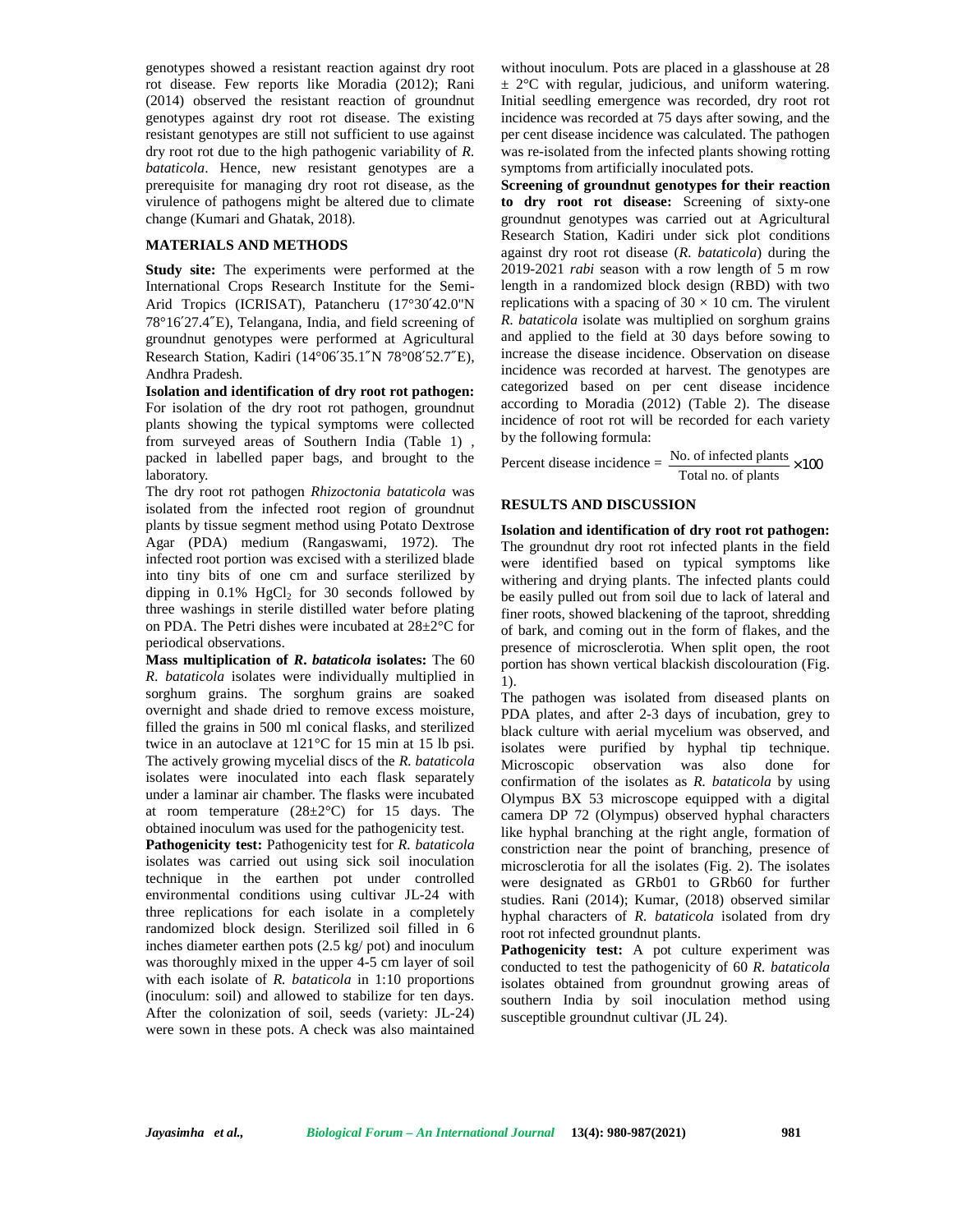genotypes showed a resistant reaction against dry root rot disease. Few reports like Moradia (2012); Rani (2014) observed the resistant reaction of groundnut genotypes against dry root rot disease. The existing resistant genotypes are still not sufficient to use against dry root rot due to the high pathogenic variability of *R. bataticola*. Hence, new resistant genotypes are a prerequisite for managing dry root rot disease, as the virulence of pathogens might be altered due to climate change (Kumari and Ghatak, 2018).

## MATERIALS AND METHODS

**Study site:** The experiments were performed at the International Crops Research Institute for the Semi-Arid Tropics (ICRISAT), Patancheru (17°30′42.0"N 78°16′27.4″E), Telangana, India, and field screening of groundnut genotypes were performed at Agricultural Research Station, Kadiri (14°06′35.1″N 78°08′52.7″E), Andhra Pradesh.

**Isolation and identification of dry root rot pathogen:** For isolation of the dry root rot pathogen, groundnut plants showing the typical symptoms were collected from surveyed areas of Southern India (Table 1) , packed in labelled paper bags, and brought to the laboratory.

The dry root rot pathogen *Rhizoctonia bataticola* was isolated from the infected root region of groundnut plants by tissue segment method using Potato Dextrose Agar (PDA) medium (Rangaswami, 1972). The infected root portion was excised with a sterilized blade into tiny bits of one cm and surface sterilized by dipping in 0.1% $HgCl_2$ for 30 seconds followed by three washings in sterile distilled water before plating on PDA. The Petri dishes were incubated at 28±2°C for periodical observations.

**Mass multiplication of *R. bataticola* isolates:** The 60 *R. bataticola* isolates were individually multiplied in sorghum grains. The sorghum grains are soaked overnight and shade dried to remove excess moisture, filled the grains in 500 ml conical flasks, and sterilized twice in an autoclave at 121°C for 15 min at 15 lb psi. The actively growing mycelial discs of the *R. bataticola* isolates were inoculated into each flask separately under a laminar air chamber. The flasks were incubated at room temperature (28±2°C) for 15 days. The obtained inoculum was used for the pathogenicity test.

**Pathogenicity test:** Pathogenicity test for *R. bataticola* isolates was carried out using sick soil inoculation technique in the earthen pot under controlled environmental conditions using cultivar JL-24 with three replications for each isolate in a completely randomized block design. Sterilized soil filled in 6 inches diameter earthen pots (2.5 kg/ pot) and inoculum was thoroughly mixed in the upper 4-5 cm layer of soil with each isolate of *R. bataticola* in 1:10 proportions (inoculum: soil) and allowed to stabilize for ten days. After the colonization of soil, seeds (variety: JL-24) were sown in these pots. A check was also maintained without inoculum. Pots are placed in a glasshouse at 28 ± 2°C with regular, judicious, and uniform watering. Initial seedling emergence was recorded, dry root rot incidence was recorded at 75 days after sowing, and the per cent disease incidence was calculated. The pathogen was re-isolated from the infected plants showing rotting symptoms from artificially inoculated pots.

**Screening of groundnut genotypes for their reaction to dry root rot disease:** Screening of sixty-one groundnut genotypes was carried out at Agricultural Research Station, Kadiri under sick plot conditions against dry root rot disease (*R. bataticola*) during the 2019-2021 *rabi* season with a row length of 5 m row length in a randomized block design (RBD) with two replications with a spacing of 30 × 10 cm. The virulent *R. bataticola* isolate was multiplied on sorghum grains and applied to the field at 30 days before sowing to increase the disease incidence. Observation on disease incidence was recorded at harvest. The genotypes are categorized based on per cent disease incidence according to Moradia (2012) (Table 2). The disease incidence of root rot will be recorded for each variety by the following formula:

$$\text{Percent disease incidence} = \frac{\text{No. of infected plants}}{\text{Total no. of plants}} \times 100$$

## RESULTS AND DISCUSSION

**Isolation and identification of dry root rot pathogen:** The groundnut dry root rot infected plants in the field were identified based on typical symptoms like withering and drying plants. The infected plants could be easily pulled out from soil due to lack of lateral and finer roots, showed blackening of the taproot, shredding of bark, and coming out in the form of flakes, and the presence of microsclerotia. When split open, the root portion has shown vertical blackish discolouration (Fig. 1).

The pathogen was isolated from diseased plants on PDA plates, and after 2-3 days of incubation, grey to black culture with aerial mycelium was observed, and isolates were purified by hyphal tip technique. Microscopic observation was also done for confirmation of the isolates as *R. bataticola* by using Olympus BX 53 microscope equipped with a digital camera DP 72 (Olympus) observed hyphal characters like hyphal branching at the right angle, formation of constriction near the point of branching, presence of microsclerotia for all the isolates (Fig. 2). The isolates were designated as GRb01 to GRb60 for further studies. Rani (2014); Kumar, (2018) observed similar hyphal characters of *R. bataticola* isolated from dry root rot infected groundnut plants.

**Pathogenicity test:** A pot culture experiment was conducted to test the pathogenicity of 60 *R. bataticola* isolates obtained from groundnut growing areas of southern India by soil inoculation method using susceptible groundnut cultivar (JL 24).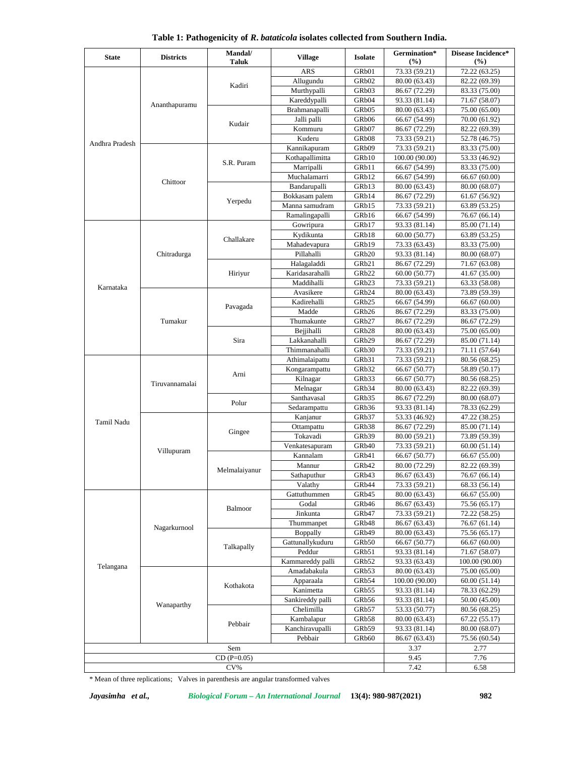**Table 1: Pathogenicity of *R. bataticola* isolates collected from Southern India.**

| State | Districts | Mandal/ Taluk | Village | Isolate | Germination* (%) | Disease Incidence* (%) |
|---|---|---|---|---|---|---|
| Andhra Pradesh | Ananthapuramu | Kadiri | ARS | GRb01 | 73.33 (59.21) | 72.22 (63.25) |
| | | | Allugundu | GRb02 | 80.00 (63.43) | 82.22 (69.39) |
| | | | Murthypalli | GRb03 | 86.67 (72.29) | 83.33 (75.00) |
| | | | Kareddypalli | GRb04 | 93.33 (81.14) | 71.67 (58.07) |
| | | Kudair | Brahmanapalli | GRb05 | 80.00 (63.43) | 75.00 (65.00) |
| | | | Jalli palli | GRb06 | 66.67 (54.99) | 70.00 (61.92) |
| | | | Kommuru | GRb07 | 86.67 (72.29) | 82.22 (69.39) |
| | | | Kuderu | GRb08 | 73.33 (59.21) | 52.78 (46.75) |
| | Chittoor | S.R. Puram | Kannikapuram | GRb09 | 73.33 (59.21) | 83.33 (75.00) |
| | | | Kothapallimitta | GRb10 | 100.00 (90.00) | 53.33 (46.92) |
| | | | Marripalli | GRb11 | 66.67 (54.99) | 83.33 (75.00) |
| | | | Muchalamarri | GRb12 | 66.67 (54.99) | 66.67 (60.00) |
| | | Yerpedu | Bandarupalli | GRb13 | 80.00 (63.43) | 80.00 (68.07) |
| | | | Bokkasam palem | GRb14 | 86.67 (72.29) | 61.67 (56.92) |
| | | | Manna samudram | GRb15 | 73.33 (59.21) | 63.89 (53.25) |
| | | | Ramalingapalli | GRb16 | 66.67 (54.99) | 76.67 (66.14) |
| Karnataka | Chitradurga | Challakare | Gowripura | GRb17 | 93.33 (81.14) | 85.00 (71.14) |
| | | | Kydikunta | GRb18 | 60.00 (50.77) | 63.89 (53.25) |
| | | | Mahadevapura | GRb19 | 73.33 (63.43) | 83.33 (75.00) |
| | | | Pillahalli | GRb20 | 93.33 (81.14) | 80.00 (68.07) |
| | | Hiriyur | Halagaladdi | GRb21 | 86.67 (72.29) | 71.67 (63.08) |
| | | | Karidasarahalli | GRb22 | 60.00 (50.77) | 41.67 (35.00) |
| | | | Maddihalli | GRb23 | 73.33 (59.21) | 63.33 (58.08) |
| | Tumakur | Pavagada | Avasikere | GRb24 | 80.00 (63.43) | 73.89 (59.39) |
| | | | Kadirehalli | GRb25 | 66.67 (54.99) | 66.67 (60.00) |
| | | | Madde | GRb26 | 86.67 (72.29) | 83.33 (75.00) |
| | | | Thumakunte | GRb27 | 86.67 (72.29) | 86.67 (72.29) |
| | | Sira | Bejjihalli | GRb28 | 80.00 (63.43) | 75.00 (65.00) |
| | | | Lakkanahalli | GRb29 | 86.67 (72.29) | 85.00 (71.14) |
| | | | Thimmanahalli | GRb30 | 73.33 (59.21) | 71.11 (57.64) |
| Tamil Nadu | Tiruvannamalai | Arni | Athimalaipattu | GRb31 | 73.33 (59.21) | 80.56 (68.25) |
| | | | Kongarampattu | GRb32 | 66.67 (50.77) | 58.89 (50.17) |
| | | | Kilnagar | GRb33 | 66.67 (50.77) | 80.56 (68.25) |
| | | | Melnagar | GRb34 | 80.00 (63.43) | 82.22 (69.39) |
| | | Polur | Santhavasal | GRb35 | 86.67 (72.29) | 80.00 (68.07) |
| | | | Sedarampattu | GRb36 | 93.33 (81.14) | 78.33 (62.29) |
| | Villupuram | Gingee | Kanjanur | GRb37 | 53.33 (46.92) | 47.22 (38.25) |
| | | | Ottampattu | GRb38 | 86.67 (72.29) | 85.00 (71.14) |
| | | | Tokavadi | GRb39 | 80.00 (59.21) | 73.89 (59.39) |
| | | | Venkatesapuram | GRb40 | 73.33 (59.21) | 60.00 (51.14) |
| | | Melmalaiyanur | Kannalam | GRb41 | 66.67 (50.77) | 66.67 (55.00) |
| | | | Mannur | GRb42 | 80.00 (72.29) | 82.22 (69.39) |
| | | | Sathaputhur | GRb43 | 86.67 (63.43) | 76.67 (66.14) |
| | | | Valathy | GRb44 | 73.33 (59.21) | 68.33 (56.14) |
| Telangana | Nagarkurnool | Balmoor | Gattuthummen | GRb45 | 80.00 (63.43) | 66.67 (55.00) |
| | | | Godal | GRb46 | 86.67 (63.43) | 75.56 (65.17) |
| | | | Jinkunta | GRb47 | 73.33 (59.21) | 72.22 (58.25) |
| | | | Thummanpet | GRb48 | 86.67 (63.43) | 76.67 (61.14) |
| | | Talkapally | Boppally | GRb49 | 80.00 (63.43) | 75.56 (65.17) |
| | | | Gattunallykuduru | GRb50 | 66.67 (50.77) | 66.67 (60.00) |
| | | | Peddur | GRb51 | 93.33 (81.14) | 71.67 (58.07) |
| | | | Kammareddy palli | GRb52 | 93.33 (63.43) | 100.00 (90.00) |
| | Wanaparthy | Kothakota | Amadabakula | GRb53 | 80.00 (63.43) | 75.00 (65.00) |
| | | | Apparaala | GRb54 | 100.00 (90.00) | 60.00 (51.14) |
| | | | Kanimetta | GRb55 | 93.33 (81.14) | 78.33 (62.29) |
| | | | Sankireddy palli | GRb56 | 93.33 (81.14) | 50.00 (45.00) |
| | | Pebbair | Chelimilla | GRb57 | 53.33 (50.77) | 80.56 (68.25) |
| | | | Kambalapur | GRb58 | 80.00 (63.43) | 67.22 (55.17) |
| | | | Kanchiravupalli | GRb59 | 93.33 (81.14) | 80.00 (68.07) |
| | | | Pebbair | GRb60 | 86.67 (63.43) | 75.56 (60.54) |
| Sem | | | | | 3.37 | 2.77 |
| CD (P=0.05) | | | | | 9.45 | 7.76 |
| CV% | | | | | 7.42 | 6.58 |

\* Mean of three replications; Valves in parenthesis are angular transformed valves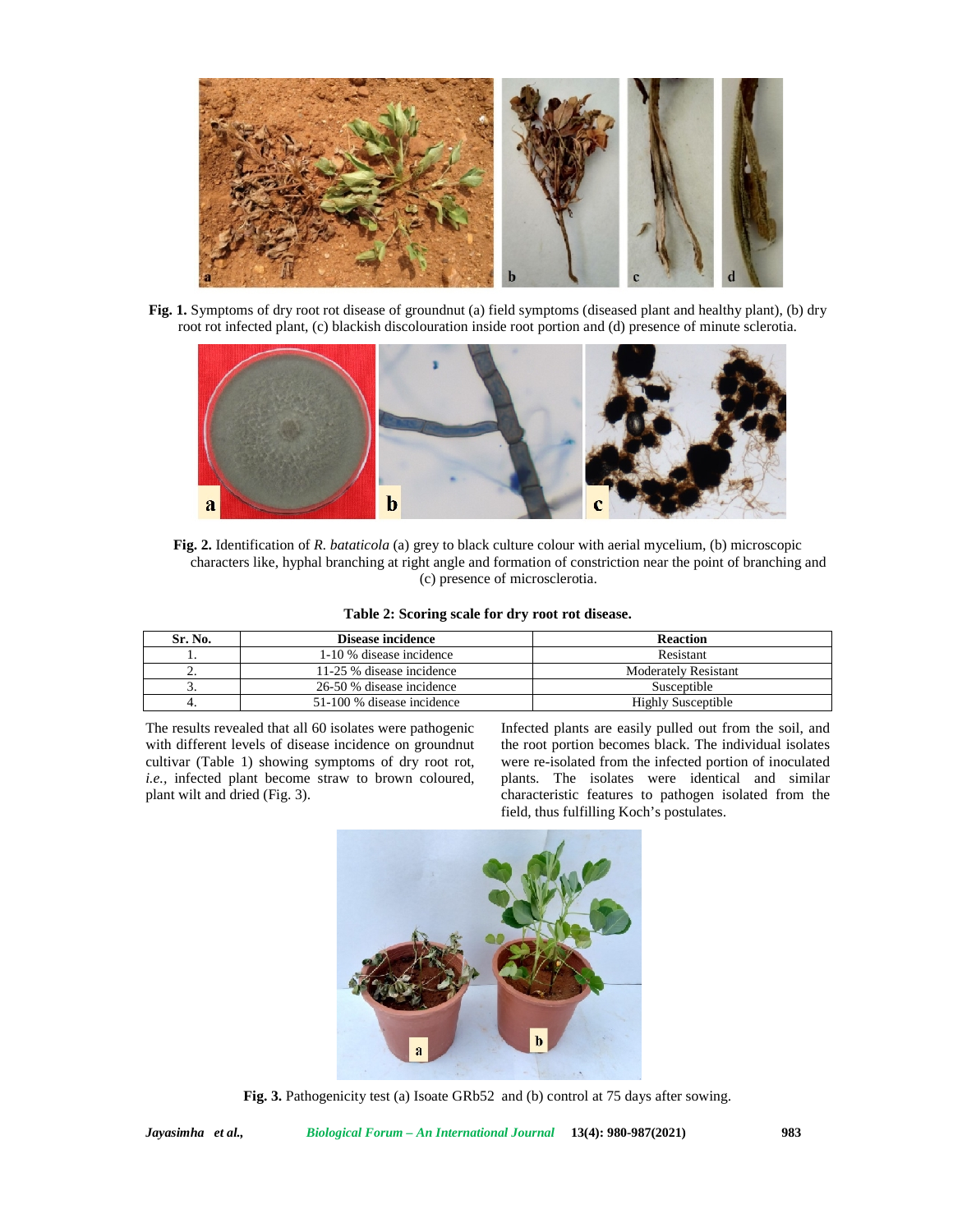Fig. 1. Symptoms of dry root rot disease of groundnut (a) field symptoms (diseased plant and healthy plant), (b) dry root rot infected plant, (c) blackish discolouration inside root portion and (d) presence of minute sclerotia.

Fig. 2. Identification of *R. bataticola* (a) grey to black culture colour with aerial mycelium, (b) microscopic characters like, hyphal branching at right angle and formation of constriction near the point of branching and (c) presence of microsclerotia.

**Table 2: Scoring scale for dry root rot disease.**

| Sr. No. | Disease incidence | Reaction |
|---|---|---|
| 1. | 1-10 % disease incidence | Resistant |
| 2. | 11-25 % disease incidence | Moderately Resistant |
| 3. | 26-50 % disease incidence | Susceptible |
| 4. | 51-100 % disease incidence | Highly Susceptible |

The results revealed that all 60 isolates were pathogenic with different levels of disease incidence on groundnut cultivar (Table 1) showing symptoms of dry root rot, *i.e.*, infected plant become straw to brown coloured, plant wilt and dried (Fig. 3). Infected plants are easily pulled out from the soil, and the root portion becomes black. The individual isolates were re-isolated from the infected portion of inoculated plants. The isolates were identical and similar characteristic features to pathogen isolated from the field, thus fulfilling Koch's postulates.

Fig. 3. Pathogenicity test (a) Isoate GRb52 and (b) control at 75 days after sowing.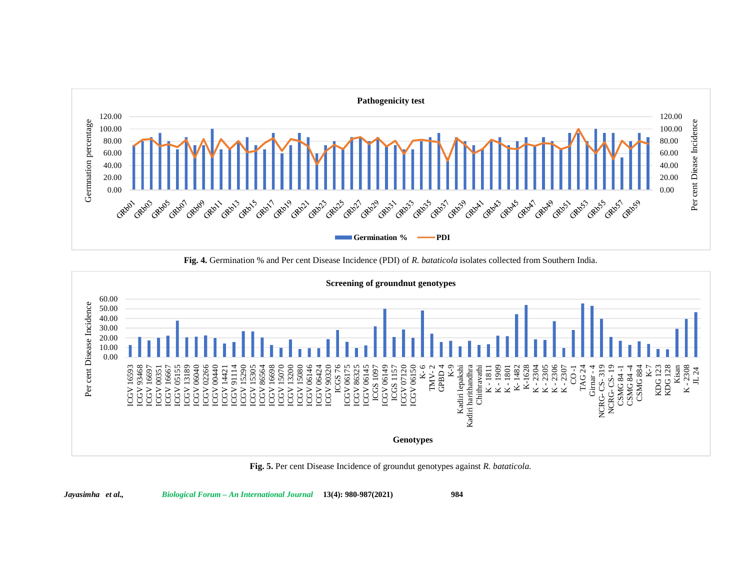**Fig. 4.** Germination % and Per cent Disease Incidence (PDI) of *R. bataticola* isolates collected from Southern India.

**Fig. 5.** Per cent Disease Incidence of groundut genotypes against *R. bataticola.*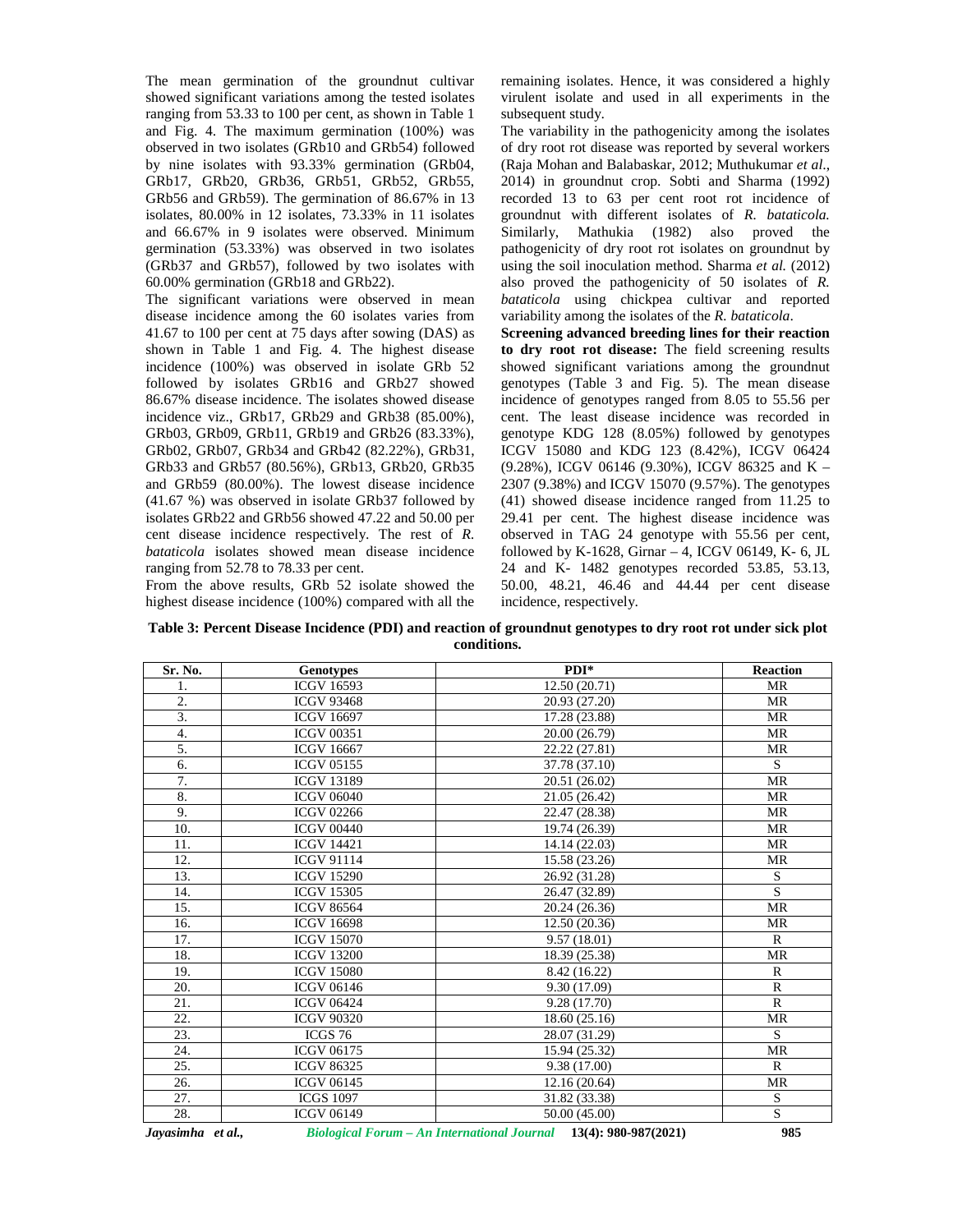The mean germination of the groundnut cultivar showed significant variations among the tested isolates ranging from 53.33 to 100 per cent, as shown in Table 1 and Fig. 4. The maximum germination (100%) was observed in two isolates (GRb10 and GRb54) followed by nine isolates with 93.33% germination (GRb04, GRb17, GRb20, GRb36, GRb51, GRb52, GRb55, GRb56 and GRb59). The germination of 86.67% in 13 isolates, 80.00% in 12 isolates, 73.33% in 11 isolates and 66.67% in 9 isolates were observed. Minimum germination (53.33%) was observed in two isolates (GRb37 and GRb57), followed by two isolates with 60.00% germination (GRb18 and GRb22).

The significant variations were observed in mean disease incidence among the 60 isolates varies from 41.67 to 100 per cent at 75 days after sowing (DAS) as shown in Table 1 and Fig. 4. The highest disease incidence (100%) was observed in isolate GRb 52 followed by isolates GRb16 and GRb27 showed 86.67% disease incidence. The isolates showed disease incidence viz., GRb17, GRb29 and GRb38 (85.00%), GRb03, GRb09, GRb11, GRb19 and GRb26 (83.33%), GRb02, GRb07, GRb34 and GRb42 (82.22%), GRb31, GRb33 and GRb57 (80.56%), GRb13, GRb20, GRb35 and GRb59 (80.00%). The lowest disease incidence (41.67 %) was observed in isolate GRb37 followed by isolates GRb22 and GRb56 showed 47.22 and 50.00 per cent disease incidence respectively. The rest of *R. bataticola* isolates showed mean disease incidence ranging from 52.78 to 78.33 per cent.

From the above results, GRb 52 isolate showed the highest disease incidence (100%) compared with all the remaining isolates. Hence, it was considered a highly virulent isolate and used in all experiments in the subsequent study.

The variability in the pathogenicity among the isolates of dry root rot disease was reported by several workers (Raja Mohan and Balabaskar, 2012; Muthukumar *et al.*, 2014) in groundnut crop. Sobti and Sharma (1992) recorded 13 to 63 per cent root rot incidence of groundnut with different isolates of *R. bataticola.* Similarly, Mathukia (1982) also proved the pathogenicity of dry root rot isolates on groundnut by using the soil inoculation method. Sharma *et al.* (2012) also proved the pathogenicity of 50 isolates of *R. bataticola* using chickpea cultivar and reported variability among the isolates of the *R. bataticola*.

**Screening advanced breeding lines for their reaction to dry root rot disease:** The field screening results showed significant variations among the groundnut genotypes (Table 3 and Fig. 5). The mean disease incidence of genotypes ranged from 8.05 to 55.56 per cent. The least disease incidence was recorded in genotype KDG 128 (8.05%) followed by genotypes ICGV 15080 and KDG 123 (8.42%), ICGV 06424 (9.28%), ICGV 06146 (9.30%), ICGV 86325 and K – 2307 (9.38%) and ICGV 15070 (9.57%). The genotypes (41) showed disease incidence ranged from 11.25 to 29.41 per cent. The highest disease incidence was observed in TAG 24 genotype with 55.56 per cent, followed by K-1628, Girnar – 4, ICGV 06149, K- 6, JL 24 and K- 1482 genotypes recorded 53.85, 53.13, 50.00, 48.21, 46.46 and 44.44 per cent disease incidence, respectively.

**Table 3: Percent Disease Incidence (PDI) and reaction of groundnut genotypes to dry root rot under sick plot conditions.**

| Sr. No. | Genotypes | PDI* | Reaction |
|---|---|---|---|
| 1. | ICGV 16593 | 12.50 (20.71) | MR |
| 2. | ICGV 93468 | 20.93 (27.20) | MR |
| 3. | ICGV 16697 | 17.28 (23.88) | MR |
| 4. | ICGV 00351 | 20.00 (26.79) | MR |
| 5. | ICGV 16667 | 22.22 (27.81) | MR |
| 6. | ICGV 05155 | 37.78 (37.10) | S |
| 7. | ICGV 13189 | 20.51 (26.02) | MR |
| 8. | ICGV 06040 | 21.05 (26.42) | MR |
| 9. | ICGV 02266 | 22.47 (28.38) | MR |
| 10. | ICGV 00440 | 19.74 (26.39) | MR |
| 11. | ICGV 14421 | 14.14 (22.03) | MR |
| 12. | ICGV 91114 | 15.58 (23.26) | MR |
| 13. | ICGV 15290 | 26.92 (31.28) | S |
| 14. | ICGV 15305 | 26.47 (32.89) | S |
| 15. | ICGV 86564 | 20.24 (26.36) | MR |
| 16. | ICGV 16698 | 12.50 (20.36) | MR |
| 17. | ICGV 15070 | 9.57 (18.01) | R |
| 18. | ICGV 13200 | 18.39 (25.38) | MR |
| 19. | ICGV 15080 | 8.42 (16.22) | R |
| 20. | ICGV 06146 | 9.30 (17.09) | R |
| 21. | ICGV 06424 | 9.28 (17.70) | R |
| 22. | ICGV 90320 | 18.60 (25.16) | MR |
| 23. | ICGS 76 | 28.07 (31.29) | S |
| 24. | ICGV 06175 | 15.94 (25.32) | MR |
| 25. | ICGV 86325 | 9.38 (17.00) | R |
| 26. | ICGV 06145 | 12.16 (20.64) | MR |
| 27. | ICGS 1097 | 31.82 (33.38) | S |
| 28. | ICGV 06149 | 50.00 (45.00) | S |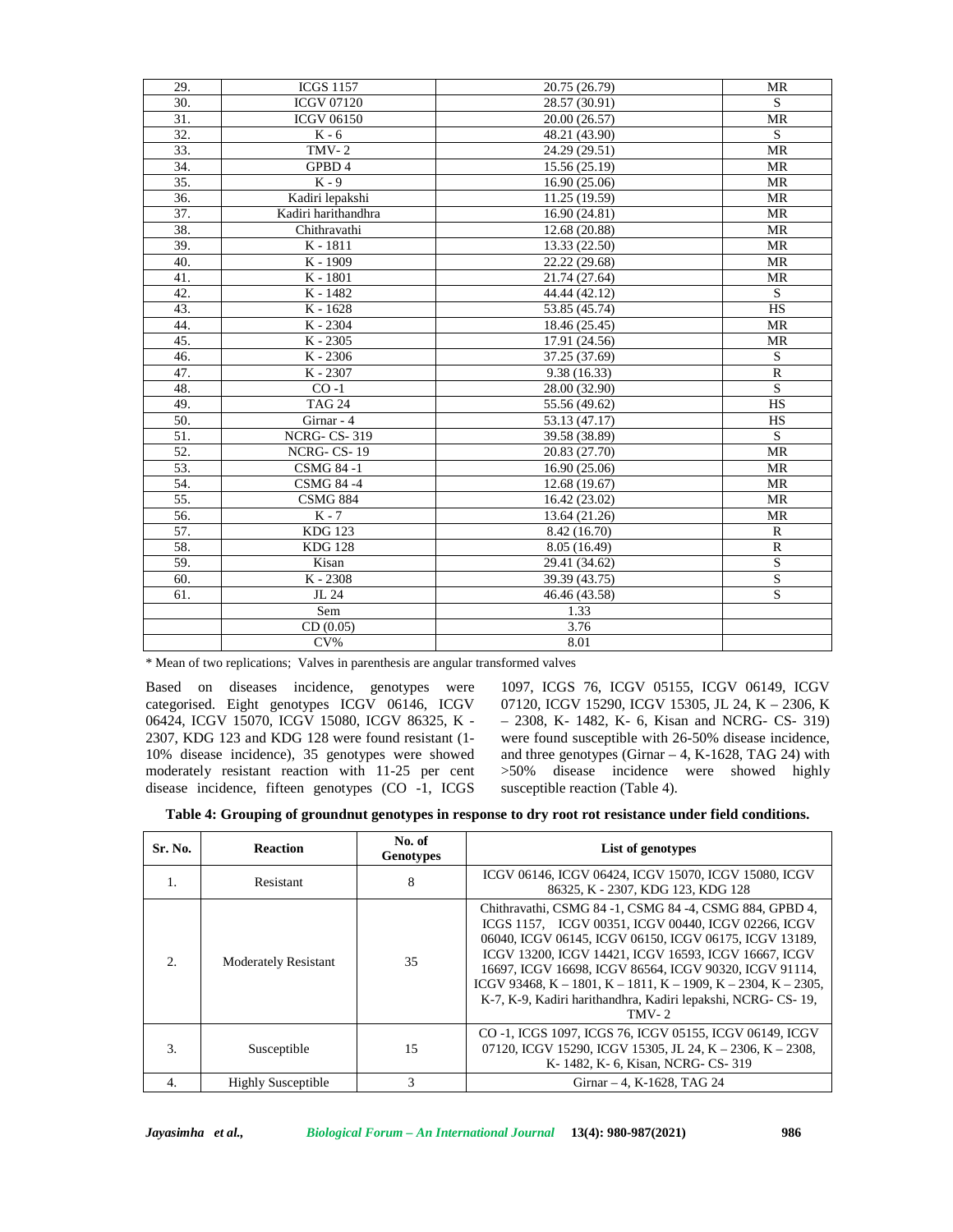| 29. | ICGS 1157 | 20.75 (26.79) | MR |
|---|---|---|---|
| 30. | ICGV 07120 | 28.57 (30.91) | S |
| 31. | ICGV 06150 | 20.00 (26.57) | MR |
| 32. | K - 6 | 48.21 (43.90) | S |
| 33. | TMV- 2 | 24.29 (29.51) | MR |
| 34. | GPBD 4 | 15.56 (25.19) | MR |
| 35. | K - 9 | 16.90 (25.06) | MR |
| 36. | Kadiri lepakshi | 11.25 (19.59) | MR |
| 37. | Kadiri harithandhra | 16.90 (24.81) | MR |
| 38. | Chithravathi | 12.68 (20.88) | MR |
| 39. | K - 1811 | 13.33 (22.50) | MR |
| 40. | K - 1909 | 22.22 (29.68) | MR |
| 41. | K - 1801 | 21.74 (27.64) | MR |
| 42. | K - 1482 | 44.44 (42.12) | S |
| 43. | K - 1628 | 53.85 (45.74) | HS |
| 44. | K - 2304 | 18.46 (25.45) | MR |
| 45. | K - 2305 | 17.91 (24.56) | MR |
| 46. | K - 2306 | 37.25 (37.69) | S |
| 47. | K - 2307 | 9.38 (16.33) | R |
| 48. | CO -1 | 28.00 (32.90) | S |
| 49. | TAG 24 | 55.56 (49.62) | HS |
| 50. | Girnar - 4 | 53.13 (47.17) | HS |
| 51. | NCRG- CS- 319 | 39.58 (38.89) | S |
| 52. | NCRG- CS- 19 | 20.83 (27.70) | MR |
| 53. | CSMG 84 -1 | 16.90 (25.06) | MR |
| 54. | CSMG 84 -4 | 12.68 (19.67) | MR |
| 55. | CSMG 884 | 16.42 (23.02) | MR |
| 56. | K - 7 | 13.64 (21.26) | MR |
| 57. | KDG 123 | 8.42 (16.70) | R |
| 58. | KDG 128 | 8.05 (16.49) | R |
| 59. | Kisan | 29.41 (34.62) | S |
| 60. | K - 2308 | 39.39 (43.75) | S |
| 61. | JL 24 | 46.46 (43.58) | S |
| | Sem | 1.33 | |
| | CD (0.05) | 3.76 | |
| | CV% | 8.01 | |

* Mean of two replications; Valves in parenthesis are angular transformed valves

Based on diseases incidence, genotypes were categorised. Eight genotypes ICGV 06146, ICGV 06424, ICGV 15070, ICGV 15080, ICGV 86325, K - 2307, KDG 123 and KDG 128 were found resistant (1-10% disease incidence), 35 genotypes were showed moderately resistant reaction with 11-25 per cent disease incidence, fifteen genotypes (CO -1, ICGS 1097, ICGS 76, ICGV 05155, ICGV 06149, ICGV 07120, ICGV 15290, ICGV 15305, JL 24, K – 2306, K – 2308, K- 1482, K- 6, Kisan and NCRG- CS- 319) were found susceptible with 26-50% disease incidence, and three genotypes (Girnar – 4, K-1628, TAG 24) with >50% disease incidence were showed highly susceptible reaction (Table 4).

**Table 4: Grouping of groundnut genotypes in response to dry root rot resistance under field conditions.**

| Sr. No. | Reaction | No. of Genotypes | List of genotypes |
|---|---|---|---|
| 1. | Resistant | 8 | ICGV 06146, ICGV 06424, ICGV 15070, ICGV 15080, ICGV 86325, K - 2307, KDG 123, KDG 128 |
| 2. | Moderately Resistant | 35 | Chithravathi, CSMG 84 -1, CSMG 84 -4, CSMG 884, GPBD 4, ICGS 1157, ICGV 00351, ICGV 00440, ICGV 02266, ICGV 06040, ICGV 06145, ICGV 06150, ICGV 06175, ICGV 13189, ICGV 13200, ICGV 14421, ICGV 16593, ICGV 16667, ICGV 16697, ICGV 16698, ICGV 86564, ICGV 90320, ICGV 91114, ICGV 93468, K – 1801, K – 1811, K – 1909, K – 2304, K – 2305, K-7, K-9, Kadiri harithandhra, Kadiri lepakshi, NCRG- CS- 19, TMV- 2 |
| 3. | Susceptible | 15 | CO -1, ICGS 1097, ICGS 76, ICGV 05155, ICGV 06149, ICGV 07120, ICGV 15290, ICGV 15305, JL 24, K – 2306, K – 2308, K- 1482, K- 6, Kisan, NCRG- CS- 319 |
| 4. | Highly Susceptible | 3 | Girnar – 4, K-1628, TAG 24 |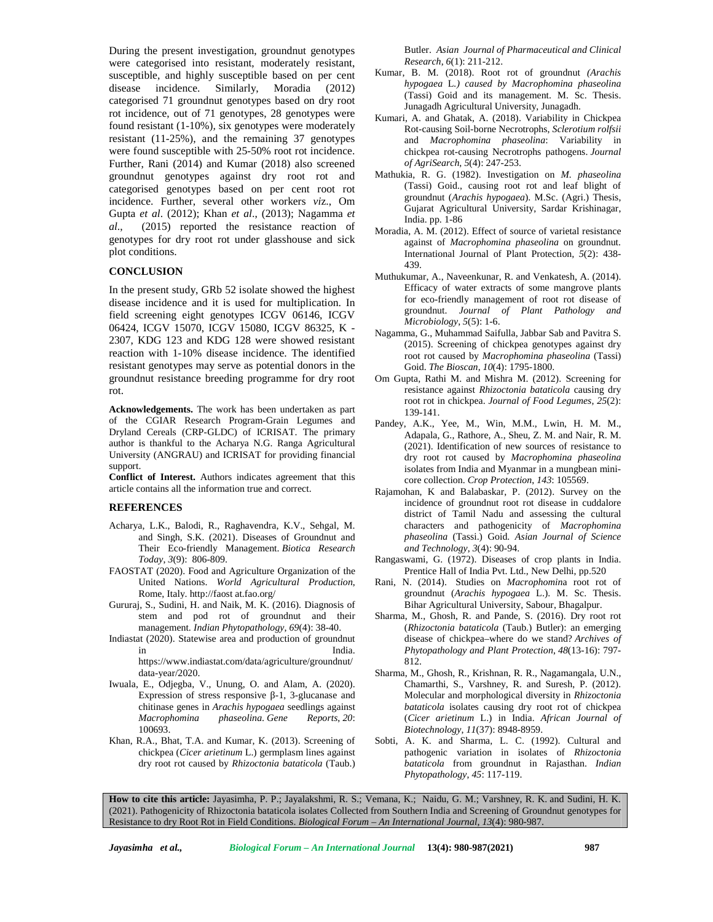During the present investigation, groundnut genotypes were categorised into resistant, moderately resistant, susceptible, and highly susceptible based on per cent disease incidence. Similarly, Moradia (2012) categorised 71 groundnut genotypes based on dry root rot incidence, out of 71 genotypes, 28 genotypes were found resistant (1-10%), six genotypes were moderately resistant (11-25%), and the remaining 37 genotypes were found susceptible with 25-50% root rot incidence. Further, Rani (2014) and Kumar (2018) also screened groundnut genotypes against dry root rot and categorised genotypes based on per cent root rot incidence. Further, several other workers *viz*., Om Gupta *et al*. (2012); Khan *et al*., (2013); Nagamma *et al*., (2015) reported the resistance reaction of genotypes for dry root rot under glasshouse and sick plot conditions.

## CONCLUSION

In the present study, GRb 52 isolate showed the highest disease incidence and it is used for multiplication. In field screening eight genotypes ICGV 06146, ICGV 06424, ICGV 15070, ICGV 15080, ICGV 86325, K - 2307, KDG 123 and KDG 128 were showed resistant reaction with 1-10% disease incidence. The identified resistant genotypes may serve as potential donors in the groundnut resistance breeding programme for dry root rot.

**Acknowledgements.** The work has been undertaken as part of the CGIAR Research Program-Grain Legumes and Dryland Cereals (CRP-GLDC) of ICRISAT. The primary author is thankful to the Acharya N.G. Ranga Agricultural University (ANGRAU) and ICRISAT for providing financial support.

**Conflict of Interest.** Authors indicates agreement that this article contains all the information true and correct.

## REFERENCES

Acharya, L.K., Balodi, R., Raghavendra, K.V., Sehgal, M. and Singh, S.K. (2021). Diseases of Groundnut and Their Eco-friendly Management. *Biotica Research Today*, *3*(9): 806-809.

FAOSTAT (2020). Food and Agriculture Organization of the United Nations. *World Agricultural Production*, Rome, Italy. http://faost at.fao.org/

Gururaj, S., Sudini, H. and Naik, M. K. (2016). Diagnosis of stem and pod rot of groundnut and their management. *Indian Phytopathology*, *69*(4): 38-40.

Indiastat (2020). Statewise area and production of groundnut in India. https://www.indiastat.com/data/agriculture/groundnut/data-year/2020.

Iwuala, E., Odjegba, V., Unung, O. and Alam, A. (2020). Expression of stress responsive β-1, 3-glucanase and chitinase genes in *Arachis hypogaea* seedlings against *Macrophomina phaseolina*. *Gene Reports*, *20*: 100693.

Khan, R.A., Bhat, T.A. and Kumar, K. (2013). Screening of chickpea (*Cicer arietinum* L.) germplasm lines against dry root rot caused by *Rhizoctonia bataticola* (Taub.) Butler. *Asian Journal of Pharmaceutical and Clinical Research*, *6*(1): 211-212.

Kumar, B. M. (2018). Root rot of groundnut *(Arachis hypogaea* L.*) caused by Macrophomina phaseolina* (Tassi) Goid and its management. M. Sc. Thesis. Junagadh Agricultural University, Junagadh.

Kumari, A. and Ghatak, A. (2018). Variability in Chickpea Rot-causing Soil-borne Necrotrophs, *Sclerotium rolfsii* and *Macrophomina phaseolina*: Variability in chickpea rot-causing Necrotrophs pathogens. *Journal of AgriSearch*, *5*(4): 247-253.

Mathukia, R. G. (1982). Investigation on *M. phaseolina* (Tassi) Goid., causing root rot and leaf blight of groundnut (*Arachis hypogaea*). M.Sc. (Agri.) Thesis, Gujarat Agricultural University, Sardar Krishinagar, India. pp. 1-86

Moradia, A. M. (2012). Effect of source of varietal resistance against of *Macrophomina phaseolina* on groundnut. International Journal of Plant Protection, *5*(2): 438-439.

Muthukumar, A., Naveenkunar, R. and Venkatesh, A. (2014). Efficacy of water extracts of some mangrove plants for eco-friendly management of root rot disease of groundnut. *Journal of Plant Pathology and Microbiology*, *5*(5): 1-6.

Nagamma, G., Muhammad Saifulla, Jabbar Sab and Pavitra S. (2015). Screening of chickpea genotypes against dry root rot caused by *Macrophomina phaseolina* (Tassi) Goid. *The Bioscan*, *10*(4): 1795-1800.

Om Gupta, Rathi M. and Mishra M. (2012). Screening for resistance against *Rhizoctonia bataticola* causing dry root rot in chickpea. *Journal of Food Legumes*, *25*(2): 139-141.

Pandey, A.K., Yee, M., Win, M.M., Lwin, H. M. M., Adapala, G., Rathore, A., Sheu, Z. M. and Nair, R. M. (2021). Identification of new sources of resistance to dry root rot caused by *Macrophomina phaseolina* isolates from India and Myanmar in a mungbean mini-core collection. *Crop Protection*, *143*: 105569.

Rajamohan, K and Balabaskar, P. (2012). Survey on the incidence of groundnut root rot disease in cuddalore district of Tamil Nadu and assessing the cultural characters and pathogenicity of *Macrophomina phaseolina* (Tassi.) Goid. *Asian Journal of Science and Technology*, *3*(4): 90-94.

Rangaswami, G. (1972). Diseases of crop plants in India. Prentice Hall of India Pvt. Ltd., New Delhi, pp.520

Rani, N. (2014). Studies on *Macrophomin*a root rot of groundnut (*Arachis hypogaea* L.). M. Sc. Thesis. Bihar Agricultural University, Sabour, Bhagalpur.

Sharma, M., Ghosh, R. and Pande, S. (2016). Dry root rot (*Rhizoctonia bataticola* (Taub.) Butler): an emerging disease of chickpea–where do we stand? *Archives of Phytopathology and Plant Protection*, *48*(13-16): 797-812.

Sharma, M., Ghosh, R., Krishnan, R. R., Nagamangala, U.N., Chamarthi, S., Varshney, R. and Suresh, P. (2012). Molecular and morphological diversity in *Rhizoctonia bataticola* isolates causing dry root rot of chickpea (*Cicer arietinum* L.) in India. *African Journal of Biotechnology*, *11*(37): 8948-8959.

Sobti, A. K. and Sharma, L. C. (1992). Cultural and pathogenic variation in isolates of *Rhizoctonia bataticola* from groundnut in Rajasthan. *Indian Phytopathology*, *45*: 117-119.

**How to cite this article:** Jayasimha, P. P.; Jayalakshmi, R. S.; Vemana, K.; Naidu, G. M.; Varshney, R. K. and Sudini, H. K. (2021). Pathogenicity of Rhizoctonia bataticola isolates Collected from Southern India and Screening of Groundnut genotypes for Resistance to dry Root Rot in Field Conditions. *Biological Forum – An International Journal*, *13*(4): 980-987.